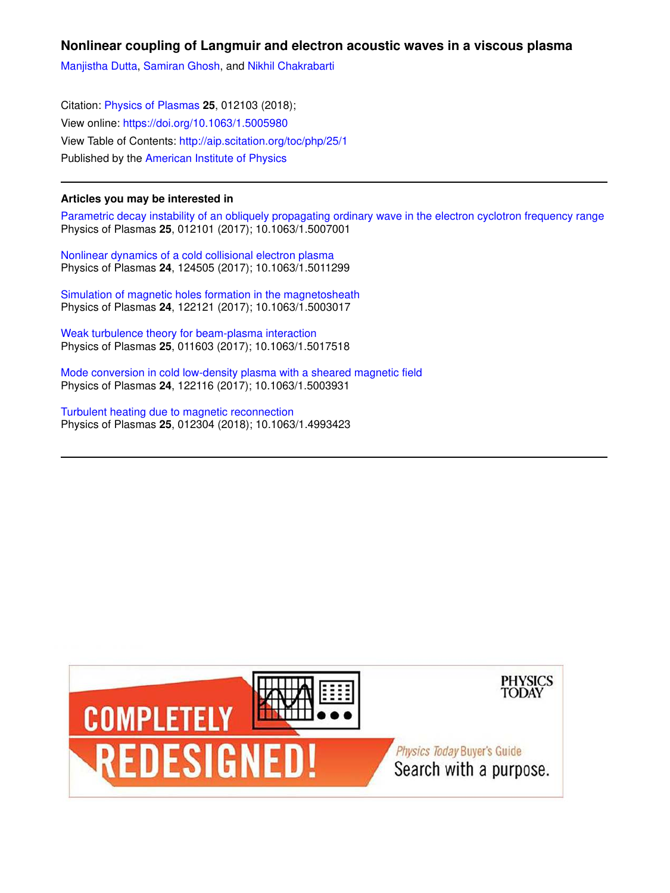# Nonlinear coupling of Langmuir and electron acoustic waves in a viscous plasma

Manjistha Dutta, Samiran Ghosh, and Nikhil Chakrabarti

Citation: Physics of Plasmas **25**, 012103 (2018);
View online: https://doi.org/10.1063/1.5005980
View Table of Contents: http://aip.scitation.org/toc/php/25/1
Published by the American Institute of Physics

---

**Articles you may be interested in**

Parametric decay instability of an obliquely propagating ordinary wave in the electron cyclotron frequency range
Physics of Plasmas **25**, 012101 (2017); 10.1063/1.5007001

Nonlinear dynamics of a cold collisional electron plasma
Physics of Plasmas **24**, 124505 (2017); 10.1063/1.5011299

Simulation of magnetic holes formation in the magnetosheath
Physics of Plasmas **24**, 122121 (2017); 10.1063/1.5003017

Weak turbulence theory for beam-plasma interaction
Physics of Plasmas **25**, 011603 (2017); 10.1063/1.5017518

Mode conversion in cold low-density plasma with a sheared magnetic field
Physics of Plasmas **24**, 122116 (2017); 10.1063/1.5003931

Turbulent heating due to magnetic reconnection
Physics of Plasmas **25**, 012304 (2018); 10.1063/1.4993423

---

COMPLETELY REDESIGNED!

PHYSICS TODAY

Physics Today Buyer's Guide
Search with a purpose.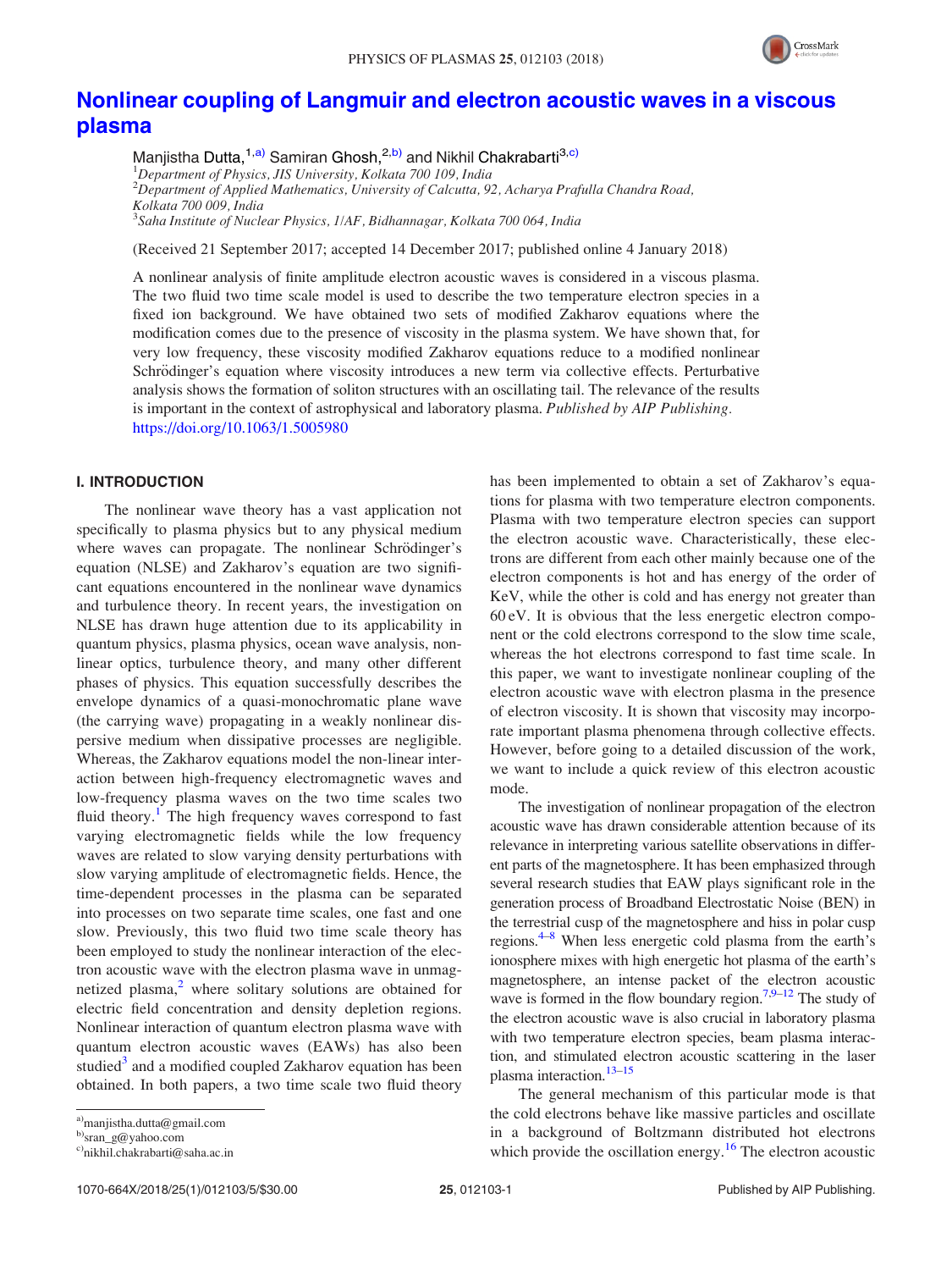# Nonlinear coupling of Langmuir and electron acoustic waves in a viscous plasma

Manjistha Dutta,[1,a)] Samiran Ghosh,[2,b)] and Nikhil Chakrabarti[3,c)]

[1]Department of Physics, JIS University, Kolkata 700 109, India

[2]Department of Applied Mathematics, University of Calcutta, 92, Acharya Prafulla Chandra Road, Kolkata 700 009, India

[3]Saha Institute of Nuclear Physics, 1/AF, Bidhannagar, Kolkata 700 064, India

(Received 21 September 2017; accepted 14 December 2017; published online 4 January 2018)

A nonlinear analysis of finite amplitude electron acoustic waves is considered in a viscous plasma. The two fluid two time scale model is used to describe the two temperature electron species in a fixed ion background. We have obtained two sets of modified Zakharov equations where the modification comes due to the presence of viscosity in the plasma system. We have shown that, for very low frequency, these viscosity modified Zakharov equations reduce to a modified nonlinear Schrödinger's equation where viscosity introduces a new term via collective effects. Perturbative analysis shows the formation of soliton structures with an oscillating tail. The relevance of the results is important in the context of astrophysical and laboratory plasma. *Published by AIP Publishing.* https://doi.org/10.1063/1.5005980

## I. INTRODUCTION

The nonlinear wave theory has a vast application not specifically to plasma physics but to any physical medium where waves can propagate. The nonlinear Schrödinger's equation (NLSE) and Zakharov's equation are two significant equations encountered in the nonlinear wave dynamics and turbulence theory. In recent years, the investigation on NLSE has drawn huge attention due to its applicability in quantum physics, plasma physics, ocean wave analysis, nonlinear optics, turbulence theory, and many other different phases of physics. This equation successfully describes the envelope dynamics of a quasi-monochromatic plane wave (the carrying wave) propagating in a weakly nonlinear dispersive medium when dissipative processes are negligible. Whereas, the Zakharov equations model the non-linear interaction between high-frequency electromagnetic waves and low-frequency plasma waves on the two time scales two fluid theory.[1] The high frequency waves correspond to fast varying electromagnetic fields while the low frequency waves are related to slow varying density perturbations with slow varying amplitude of electromagnetic fields. Hence, the time-dependent processes in the plasma can be separated into processes on two separate time scales, one fast and one slow. Previously, this two fluid two time scale theory has been employed to study the nonlinear interaction of the electron acoustic wave with the electron plasma wave in unmagnetized plasma,[2] where solitary solutions are obtained for electric field concentration and density depletion regions. Nonlinear interaction of quantum electron plasma wave with quantum electron acoustic waves (EAWs) has also been studied[3] and a modified coupled Zakharov equation has been obtained. In both papers, a two time scale two fluid theory has been implemented to obtain a set of Zakharov's equations for plasma with two temperature electron components. Plasma with two temperature electron species can support the electron acoustic wave. Characteristically, these electrons are different from each other mainly because one of the electron components is hot and has energy of the order of KeV, while the other is cold and has energy not greater than 60 eV. It is obvious that the less energetic electron component or the cold electrons correspond to the slow time scale, whereas the hot electrons correspond to fast time scale. In this paper, we want to investigate nonlinear coupling of the electron acoustic wave with electron plasma in the presence of electron viscosity. It is shown that viscosity may incorporate important plasma phenomena through collective effects. However, before going to a detailed discussion of the work, we want to include a quick review of this electron acoustic mode.

The investigation of nonlinear propagation of the electron acoustic wave has drawn considerable attention because of its relevance in interpreting various satellite observations in different parts of the magnetosphere. It has been emphasized through several research studies that EAW plays significant role in the generation process of Broadband Electrostatic Noise (BEN) in the terrestrial cusp of the magnetosphere and hiss in polar cusp regions.[4–8] When less energetic cold plasma from the earth's ionosphere mixes with high energetic hot plasma of the earth's magnetosphere, an intense packet of the electron acoustic wave is formed in the flow boundary region.[7,9–12] The study of the electron acoustic wave is also crucial in laboratory plasma with two temperature electron species, beam plasma interaction, and stimulated electron acoustic scattering in the laser plasma interaction.[13–15]

The general mechanism of this particular mode is that the cold electrons behave like massive particles and oscillate in a background of Boltzmann distributed hot electrons which provide the oscillation energy.[16] The electron acoustic

---

a)manjistha.dutta@gmail.com

b)sran_g@yahoo.com

c)nikhil.chakrabarti@saha.ac.in

1070-664X/2018/25(1)/012103/5/$30.00 — Published by AIP Publishing.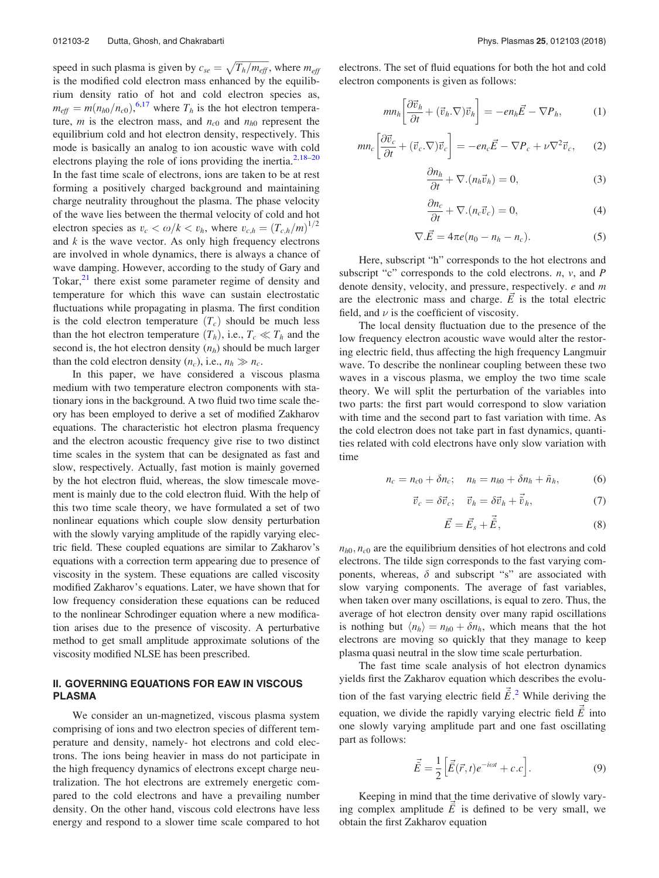speed in such plasma is given by $c_{se} = \sqrt{T_h/m_{eff}}$, where $m_{eff}$ is the modified cold electron mass enhanced by the equilibrium density ratio of hot and cold electron species as, $m_{eff} = m(n_{h0}/n_{c0})$,[6,17] where $T_h$ is the hot electron temperature, $m$ is the electron mass, and $n_{c0}$ and $n_{h0}$ represent the equilibrium cold and hot electron density, respectively. This mode is basically an analog to ion acoustic wave with cold electrons playing the role of ions providing the inertia.[2,18–20] In the fast time scale of electrons, ions are taken to be at rest forming a positively charged background and maintaining charge neutrality throughout the plasma. The phase velocity of the wave lies between the thermal velocity of cold and hot electron species as $v_c < \omega/k < v_h$, where $v_{c,h} = (T_{c,h}/m)^{1/2}$ and $k$ is the wave vector. As only high frequency electrons are involved in whole dynamics, there is always a chance of wave damping. However, according to the study of Gary and Tokar,[21] there exist some parameter regime of density and temperature for which this wave can sustain electrostatic fluctuations while propagating in plasma. The first condition is the cold electron temperature $(T_c)$ should be much less than the hot electron temperature $(T_h)$, i.e., $T_c \ll T_h$ and the second is, the hot electron density $(n_h)$ should be much larger than the cold electron density $(n_c)$, i.e., $n_h \gg n_c$.

In this paper, we have considered a viscous plasma medium with two temperature electron components with stationary ions in the background. A two fluid two time scale theory has been employed to derive a set of modified Zakharov equations. The characteristic hot electron plasma frequency and the electron acoustic frequency give rise to two distinct time scales in the system that can be designated as fast and slow, respectively. Actually, fast motion is mainly governed by the hot electron fluid, whereas, the slow timescale movement is mainly due to the cold electron fluid. With the help of this two time scale theory, we have formulated a set of two nonlinear equations which couple slow density perturbation with the slowly varying amplitude of the rapidly varying electric field. These coupled equations are similar to Zakharov's equations with a correction term appearing due to presence of viscosity in the system. These equations are called viscosity modified Zakharov's equations. Later, we have shown that for low frequency consideration these equations can be reduced to the nonlinear Schrodinger equation where a new modification arises due to the presence of viscosity. A perturbative method to get small amplitude approximate solutions of the viscosity modified NLSE has been prescribed.

## II. GOVERNING EQUATIONS FOR EAW IN VISCOUS PLASMA

We consider an un-magnetized, viscous plasma system comprising of ions and two electron species of different temperature and density, namely- hot electrons and cold electrons. The ions being heavier in mass do not participate in the high frequency dynamics of electrons except charge neutralization. The hot electrons are extremely energetic compared to the cold electrons and have a prevailing number density. On the other hand, viscous cold electrons have less energy and respond to a slower time scale compared to hot electrons. The set of fluid equations for both the hot and cold electron components is given as follows:

$$mn_h\left[\frac{\partial \vec{v}_h}{\partial t} + (\vec{v}_h.\nabla)\vec{v}_h\right] = -en_h\vec{E} - \nabla P_h, \tag{1}$$

$$mn_c\left[\frac{\partial \vec{v}_c}{\partial t} + (\vec{v}_c.\nabla)\vec{v}_c\right] = -en_c\vec{E} - \nabla P_c + \nu\nabla^2\vec{v}_c, \tag{2}$$

$$\frac{\partial n_h}{\partial t} + \nabla.(n_h\vec{v}_h) = 0, \tag{3}$$

$$\frac{\partial n_c}{\partial t} + \nabla.(n_c\vec{v}_c) = 0, \tag{4}$$

$$\nabla.\vec{E} = 4\pi e(n_0 - n_h - n_c). \tag{5}$$

Here, subscript "h" corresponds to the hot electrons and subscript "c" corresponds to the cold electrons. $n$, $v$, and $P$ denote density, velocity, and pressure, respectively. $e$ and $m$ are the electronic mass and charge. $\vec{E}$ is the total electric field, and $\nu$ is the coefficient of viscosity.

The local density fluctuation due to the presence of the low frequency electron acoustic wave would alter the restoring electric field, thus affecting the high frequency Langmuir wave. To describe the nonlinear coupling between these two waves in a viscous plasma, we employ the two time scale theory. We will split the perturbation of the variables into two parts: the first part would correspond to slow variation with time and the second part to fast variation with time. As the cold electron does not take part in fast dynamics, quantities related with cold electrons have only slow variation with time

$$n_c = n_{c0} + \delta n_c; \quad n_h = n_{h0} + \delta n_h + \tilde{n}_h, \tag{6}$$

$$\vec{v}_c = \delta\vec{v}_c; \quad \vec{v}_h = \delta\vec{v}_h + \tilde{\vec{v}}_h, \tag{7}$$

$$\vec{E} = \vec{E}_s + \tilde{\vec{E}}, \tag{8}$$

$n_{h0}, n_{c0}$ are the equilibrium densities of hot electrons and cold electrons. The tilde sign corresponds to the fast varying components, whereas, $\delta$ and subscript "s" are associated with slow varying components. The average of fast variables, when taken over many oscillations, is equal to zero. Thus, the average of hot electron density over many rapid oscillations is nothing but $\langle n_h \rangle = n_{h0} + \delta n_h$, which means that the hot electrons are moving so quickly that they manage to keep plasma quasi neutral in the slow time scale perturbation.

The fast time scale analysis of hot electron dynamics yields first the Zakharov equation which describes the evolution of the fast varying electric field $\tilde{\vec{E}}$.[2] While deriving the equation, we divide the rapidly varying electric field $\tilde{\vec{E}}$ into one slowly varying amplitude part and one fast oscillating part as follows:

$$\tilde{\vec{E}} = \frac{1}{2}\left[\bar{\vec{E}}(\vec{r},t)e^{-i\omega t} + c.c\right]. \tag{9}$$

Keeping in mind that the time derivative of slowly varying complex amplitude $\bar{\vec{E}}$ is defined to be very small, we obtain the first Zakharov equation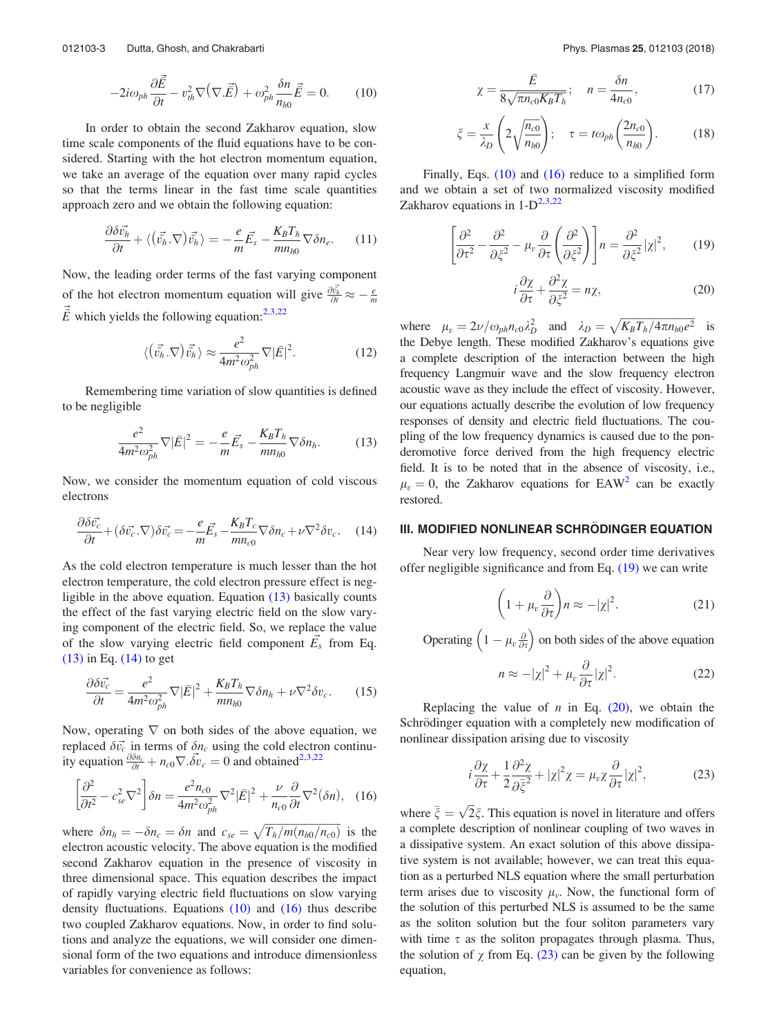$$-2i\omega_{ph}\frac{\partial\vec{\bar{E}}}{\partial t} - v_{th}^2\nabla(\nabla.\vec{E}) + \omega_{ph}^2\frac{\delta n}{n_{h0}}\vec{\bar{E}} = 0. \tag{10}$$

In order to obtain the second Zakharov equation, slow time scale components of the fluid equations have to be considered. Starting with the hot electron momentum equation, we take an average of the equation over many rapid cycles so that the terms linear in the fast time scale quantities approach zero and we obtain the following equation:

$$\frac{\partial\delta\vec{v_h}}{\partial t} + \langle(\vec{v_h}.\nabla)\vec{v_h}\rangle = -\frac{e}{m}\vec{E_s} - \frac{K_BT_h}{mn_{h0}}\nabla\delta n_e. \tag{11}$$

Now, the leading order terms of the fast varying component of the hot electron momentum equation will give $\frac{\partial\vec{v_h}}{\partial t} \approx -\frac{e}{m}\vec{\bar{E}}$ which yields the following equation:[2,3,22]

$$\langle(\vec{v_h}.\nabla)\vec{v_h}\rangle \approx \frac{e^2}{4m^2\omega_{ph}^2}\nabla|\bar{E}|^2. \tag{12}$$

Remembering time variation of slow quantities is defined to be negligible

$$\frac{e^2}{4m^2\omega_{ph}^2}\nabla|\bar{E}|^2 = -\frac{e}{m}\vec{E_s} - \frac{K_BT_h}{mn_{h0}}\nabla\delta n_h. \tag{13}$$

Now, we consider the momentum equation of cold viscous electrons

$$\frac{\partial\delta\vec{v_c}}{\partial t} + (\delta\vec{v_c}.\nabla)\delta\vec{v_c} = -\frac{e}{m}\vec{E_s} - \frac{K_BT_c}{mn_{c0}}\nabla\delta n_c + \nu\nabla^2\delta v_c. \tag{14}$$

As the cold electron temperature is much lesser than the hot electron temperature, the cold electron pressure effect is negligible in the above equation. Equation (13) basically counts the effect of the fast varying electric field on the slow varying component of the electric field. So, we replace the value of the slow varying electric field component $\vec{E_s}$ from Eq. (13) in Eq. (14) to get

$$\frac{\partial\delta\vec{v_c}}{\partial t} = \frac{e^2}{4m^2\omega_{ph}^2}\nabla|\bar{E}|^2 + \frac{K_BT_h}{mn_{h0}}\nabla\delta n_h + \nu\nabla^2\delta v_c. \tag{15}$$

Now, operating $\nabla$ on both sides of the above equation, we replaced $\delta\vec{v_c}$ in terms of $\delta n_c$ using the cold electron continuity equation $\frac{\partial\delta n_c}{\partial t} + n_{c0}\nabla.\delta\vec{v_c} = 0$ and obtained[2,3,22]

$$\left[\frac{\partial^2}{\partial t^2} - c_{se}^2\nabla^2\right]\delta n = \frac{e^2 n_{c0}}{4m^2\omega_{ph}^2}\nabla^2|\bar{E}|^2 + \frac{\nu}{n_{c0}}\frac{\partial}{\partial t}\nabla^2(\delta n), \tag{16}$$

where $\delta n_h = -\delta n_c = \delta n$ and $c_{se} = \sqrt{T_h/m(n_{h0}/n_{c0})}$ is the electron acoustic velocity. The above equation is the modified second Zakharov equation in the presence of viscosity in three dimensional space. This equation describes the impact of rapidly varying electric field fluctuations on slow varying density fluctuations. Equations (10) and (16) thus describe two coupled Zakharov equations. Now, in order to find solutions and analyze the equations, we will consider one dimensional form of the two equations and introduce dimensionless variables for convenience as follows:

$$\chi = \frac{\bar{E}}{8\sqrt{\pi n_{c0}K_BT_h}}; \quad n = \frac{\delta n}{4n_{c0}}, \tag{17}$$

$$\xi = \frac{x}{\lambda_D}\left(2\sqrt{\frac{n_{c0}}{n_{h0}}}\right); \quad \tau = t\omega_{ph}\left(\frac{2n_{c0}}{n_{h0}}\right). \tag{18}$$

Finally, Eqs. (10) and (16) reduce to a simplified form and we obtain a set of two normalized viscosity modified Zakharov equations in 1-D[2,3,22]

$$\left[\frac{\partial^2}{\partial\tau^2} - \frac{\partial^2}{\partial\xi^2} - \mu_v\frac{\partial}{\partial\tau}\left(\frac{\partial^2}{\partial\xi^2}\right)\right]n = \frac{\partial^2}{\partial\xi^2}|\chi|^2, \tag{19}$$

$$i\frac{\partial\chi}{\partial\tau} + \frac{\partial^2\chi}{\partial\xi^2} = n\chi, \tag{20}$$

where $\mu_v = 2\nu/\omega_{ph}n_{c0}\lambda_D^2$ and $\lambda_D = \sqrt{K_BT_h/4\pi n_{h0}e^2}$ is the Debye length. These modified Zakharov's equations give a complete description of the interaction between the high frequency Langmuir wave and the slow frequency electron acoustic wave as they include the effect of viscosity. However, our equations actually describe the evolution of low frequency responses of density and electric field fluctuations. The coupling of the low frequency dynamics is caused due to the ponderomotive force derived from the high frequency electric field. It is to be noted that in the absence of viscosity, i.e., $\mu_v = 0$, the Zakharov equations for EAW[2] can be exactly restored.

## III. MODIFIED NONLINEAR SCHRÖDINGER EQUATION

Near very low frequency, second order time derivatives offer negligible significance and from Eq. (19) we can write

$$\left(1 + \mu_v\frac{\partial}{\partial\tau}\right)n \approx -|\chi|^2. \tag{21}$$

Operating $\left(1 - \mu_v\frac{\partial}{\partial\tau}\right)$ on both sides of the above equation

$$n \approx -|\chi|^2 + \mu_v\frac{\partial}{\partial\tau}|\chi|^2. \tag{22}$$

Replacing the value of $n$ in Eq. (20), we obtain the Schrödinger equation with a completely new modification of nonlinear dissipation arising due to viscosity

$$i\frac{\partial\chi}{\partial\tau} + \frac{1}{2}\frac{\partial^2\chi}{\partial\bar{\xi}^2} + |\chi|^2\chi = \mu_v\chi\frac{\partial}{\partial\tau}|\chi|^2, \tag{23}$$

where $\bar{\xi} = \sqrt{2}\xi$. This equation is novel in literature and offers a complete description of nonlinear coupling of two waves in a dissipative system. An exact solution of this above dissipative system is not available; however, we can treat this equation as a perturbed NLS equation where the small perturbation term arises due to viscosity $\mu_v$. Now, the functional form of the solution of this perturbed NLS is assumed to be the same as the soliton solution but the four soliton parameters vary with time $\tau$ as the soliton propagates through plasma. Thus, the solution of $\chi$ from Eq. (23) can be given by the following equation,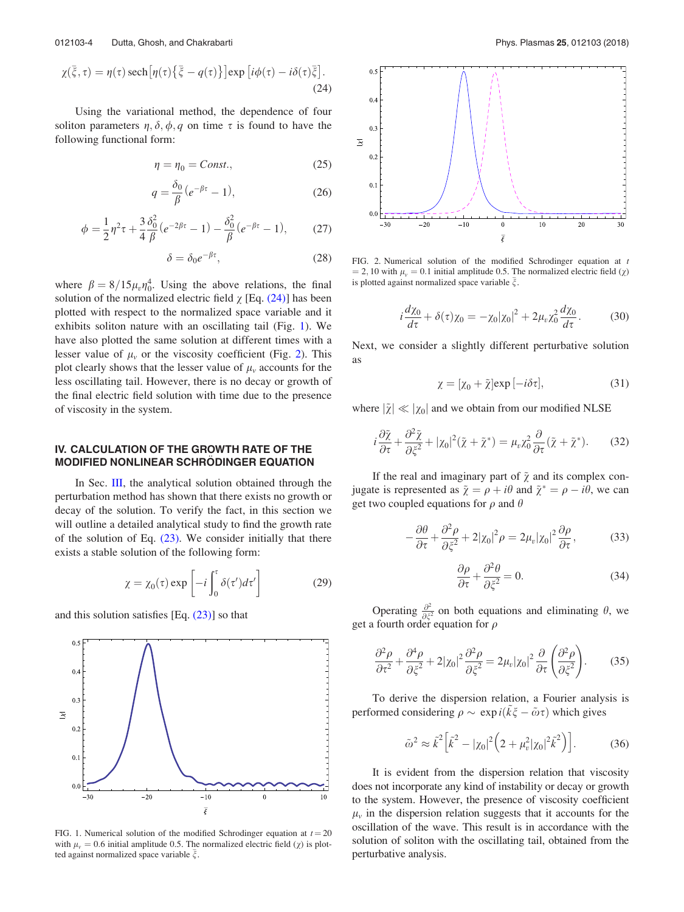$$\chi(\bar{\bar{\xi}}, \tau) = \eta(\tau)\,\mathrm{sech}\left[\eta(\tau)\left\{\bar{\bar{\xi}} - q(\tau)\right\}\right]\exp\left[i\phi(\tau) - i\delta(\tau)\bar{\bar{\xi}}\right]. \tag{24}$$

Using the variational method, the dependence of four soliton parameters $\eta, \delta, \phi, q$ on time $\tau$ is found to have the following functional form:

$$\eta = \eta_0 = Const., \tag{25}$$

$$q = \frac{\delta_0}{\beta}\left(e^{-\beta\tau} - 1\right), \tag{26}$$

$$\phi = \frac{1}{2}\eta^2\tau + \frac{3}{4}\frac{\delta_0^2}{\beta}\left(e^{-2\beta\tau} - 1\right) - \frac{\delta_0^2}{\beta}\left(e^{-\beta\tau} - 1\right), \tag{27}$$

$$\delta = \delta_0 e^{-\beta\tau}, \tag{28}$$

where $\beta = 8/15\mu_v\eta_0^4$. Using the above relations, the final solution of the normalized electric field $\chi$ [Eq. (24)] has been plotted with respect to the normalized space variable and it exhibits soliton nature with an oscillating tail (Fig. 1). We have also plotted the same solution at different times with a lesser value of $\mu_v$ or the viscosity coefficient (Fig. 2). This plot clearly shows that the lesser value of $\mu_v$ accounts for the less oscillating tail. However, there is no decay or growth of the final electric field solution with time due to the presence of viscosity in the system.

## IV. CALCULATION OF THE GROWTH RATE OF THE MODIFIED NONLINEAR SCHRÖDINGER EQUATION

In Sec. III, the analytical solution obtained through the perturbation method has shown that there exists no growth or decay of the solution. To verify the fact, in this section we will outline a detailed analytical study to find the growth rate of the solution of Eq. (23). We consider initially that there exists a stable solution of the following form:

$$\chi = \chi_0(\tau)\exp\left[-i\int_0^\tau \delta(\tau')d\tau'\right] \tag{29}$$

and this solution satisfies [Eq. (23)] so that

FIG. 1. Numerical solution of the modified Schrodinger equation at $t = 20$ with $\mu_v = 0.6$ initial amplitude 0.5. The normalized electric field ($\chi$) is plotted against normalized space variable $\bar{\bar{\xi}}$.

FIG. 2. Numerical solution of the modified Schrodinger equation at $t = 2, 10$ with $\mu_v = 0.1$ initial amplitude 0.5. The normalized electric field ($\chi$) is plotted against normalized space variable $\bar{\bar{\xi}}$.

$$i\frac{d\chi_0}{d\tau} + \delta(\tau)\chi_0 = -\chi_0|\chi_0|^2 + 2\mu_v\chi_0^2\frac{d\chi_0}{d\tau}. \tag{30}$$

Next, we consider a slightly different perturbative solution as

$$\chi = [\chi_0 + \tilde{\chi}]\exp[-i\delta\tau], \tag{31}$$

where $|\tilde{\chi}| \ll |\chi_0|$ and we obtain from our modified NLSE

$$i\frac{\partial\tilde{\chi}}{\partial\tau} + \frac{\partial^2\tilde{\chi}}{\partial\xi^2} + |\chi_0|^2(\tilde{\chi} + \tilde{\chi}^*) = \mu_v\chi_0^2\frac{\partial}{\partial\tau}(\tilde{\chi} + \tilde{\chi}^*). \tag{32}$$

If the real and imaginary part of $\tilde{\chi}$ and its complex conjugate is represented as $\tilde{\chi} = \rho + i\theta$ and $\tilde{\chi}^* = \rho - i\theta$, we can get two coupled equations for $\rho$ and $\theta$

$$-\frac{\partial\theta}{\partial\tau} + \frac{\partial^2\rho}{\partial\xi^2} + 2|\chi_0|^2\rho = 2\mu_v|\chi_0|^2\frac{\partial\rho}{\partial\tau}, \tag{33}$$

$$\frac{\partial\rho}{\partial\tau} + \frac{\partial^2\theta}{\partial\xi^2} = 0. \tag{34}$$

Operating $\frac{\partial^2}{\partial\xi^2}$ on both equations and eliminating $\theta$, we get a fourth order equation for $\rho$

$$\frac{\partial^2\rho}{\partial\tau^2} + \frac{\partial^4\rho}{\partial\xi^2} + 2|\chi_0|^2\frac{\partial^2\rho}{\partial\xi^2} = 2\mu_v|\chi_0|^2\frac{\partial}{\partial\tau}\left(\frac{\partial^2\rho}{\partial\xi^2}\right). \tag{35}$$

To derive the dispersion relation, a Fourier analysis is performed considering $\rho \sim \exp i(\tilde{k}\xi - \tilde{\omega}\tau)$ which gives

$$\tilde{\omega}^2 \approx \tilde{k}^2\left[\tilde{k}^2 - |\chi_0|^2\left(2 + \mu_v^2|\chi_0|^2\tilde{k}^2\right)\right]. \tag{36}$$

It is evident from the dispersion relation that viscosity does not incorporate any kind of instability or decay or growth to the system. However, the presence of viscosity coefficient $\mu_v$ in the dispersion relation suggests that it accounts for the oscillation of the wave. This result is in accordance with the solution of soliton with the oscillating tail, obtained from the perturbative analysis.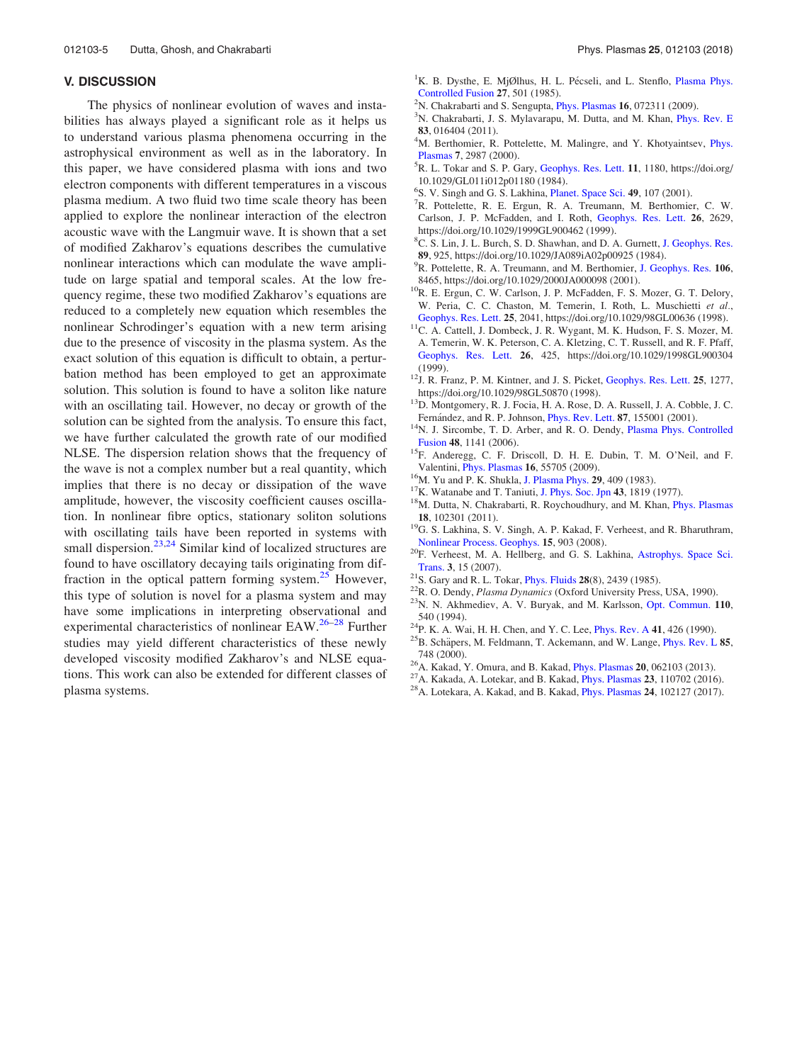## V. DISCUSSION

The physics of nonlinear evolution of waves and instabilities has always played a significant role as it helps us to understand various plasma phenomena occurring in the astrophysical environment as well as in the laboratory. In this paper, we have considered plasma with ions and two electron components with different temperatures in a viscous plasma medium. A two fluid two time scale theory has been applied to explore the nonlinear interaction of the electron acoustic wave with the Langmuir wave. It is shown that a set of modified Zakharov's equations describes the cumulative nonlinear interactions which can modulate the wave amplitude on large spatial and temporal scales. At the low frequency regime, these two modified Zakharov's equations are reduced to a completely new equation which resembles the nonlinear Schrodinger's equation with a new term arising due to the presence of viscosity in the plasma system. As the exact solution of this equation is difficult to obtain, a perturbation method has been employed to get an approximate solution. This solution is found to have a soliton like nature with an oscillating tail. However, no decay or growth of the solution can be sighted from the analysis. To ensure this fact, we have further calculated the growth rate of our modified NLSE. The dispersion relation shows that the frequency of the wave is not a complex number but a real quantity, which implies that there is no decay or dissipation of the wave amplitude, however, the viscosity coefficient causes oscillation. In nonlinear fibre optics, stationary soliton solutions with oscillating tails have been reported in systems with small dispersion.[23,24] Similar kind of localized structures are found to have oscillatory decaying tails originating from diffraction in the optical pattern forming system.[25] However, this type of solution is novel for a plasma system and may have some implications in interpreting observational and experimental characteristics of nonlinear EAW.[26–28] Further studies may yield different characteristics of these newly developed viscosity modified Zakharov's and NLSE equations. This work can also be extended for different classes of plasma systems.

[1] K. B. Dysthe, E. MjØlhus, H. L. Pécseli, and L. Stenflo, Plasma Phys. Controlled Fusion **27**, 501 (1985).

[2] N. Chakrabarti and S. Sengupta, Phys. Plasmas **16**, 072311 (2009).

[3] N. Chakrabarti, J. S. Mylavarapu, M. Dutta, and M. Khan, Phys. Rev. E **83**, 016404 (2011).

[4] M. Berthomier, R. Pottelette, M. Malingre, and Y. Khotyaintsev, Phys. Plasmas **7**, 2987 (2000).

[5] R. L. Tokar and S. P. Gary, Geophys. Res. Lett. **11**, 1180, https://doi.org/10.1029/GL011i012p01180 (1984).

[6] S. V. Singh and G. S. Lakhina, Planet. Space Sci. **49**, 107 (2001).

[7] R. Pottelette, R. E. Ergun, R. A. Treumann, M. Berthomier, C. W. Carlson, J. P. McFadden, and I. Roth, Geophys. Res. Lett. **26**, 2629, https://doi.org/10.1029/1999GL900462 (1999).

[8] C. S. Lin, J. L. Burch, S. D. Shawhan, and D. A. Gurnett, J. Geophys. Res. **89**, 925, https://doi.org/10.1029/JA089iA02p00925 (1984).

[9] R. Pottelette, R. A. Treumann, and M. Berthomier, J. Geophys. Res. **106**, 8465, https://doi.org/10.1029/2000JA000098 (2001).

[10] R. E. Ergun, C. W. Carlson, J. P. McFadden, F. S. Mozer, G. T. Delory, W. Peria, C. C. Chaston, M. Temerin, I. Roth, L. Muschietti *et al.*, Geophys. Res. Lett. **25**, 2041, https://doi.org/10.1029/98GL00636 (1998).

[11] C. A. Cattell, J. Dombeck, J. R. Wygant, M. K. Hudson, F. S. Mozer, M. A. Temerin, W. K. Peterson, C. A. Kletzing, C. T. Russell, and R. F. Pfaff, Geophys. Res. Lett. **26**, 425, https://doi.org/10.1029/1998GL900304 (1999).

[12] J. R. Franz, P. M. Kintner, and J. S. Picket, Geophys. Res. Lett. **25**, 1277, https://doi.org/10.1029/98GL50870 (1998).

[13] D. Montgomery, R. J. Focia, H. A. Rose, D. A. Russell, J. A. Cobble, J. C. Fernández, and R. P. Johnson, Phys. Rev. Lett. **87**, 155001 (2001).

[14] N. J. Sircombe, T. D. Arber, and R. O. Dendy, Plasma Phys. Controlled Fusion **48**, 1141 (2006).

[15] F. Anderegg, C. F. Driscoll, D. H. E. Dubin, T. M. O'Neil, and F. Valentini, Phys. Plasmas **16**, 55705 (2009).

[16] M. Yu and P. K. Shukla, J. Plasma Phys. **29**, 409 (1983).

[17] K. Watanabe and T. Taniuti, J. Phys. Soc. Jpn **43**, 1819 (1977).

[18] M. Dutta, N. Chakrabarti, R. Roychoudhury, and M. Khan, Phys. Plasmas **18**, 102301 (2011).

[19] G. S. Lakhina, S. V. Singh, A. P. Kakad, F. Verheest, and R. Bharuthram, Nonlinear Process. Geophys. **15**, 903 (2008).

[20] F. Verheest, M. A. Hellberg, and G. S. Lakhina, Astrophys. Space Sci. Trans. **3**, 15 (2007).

[21] S. Gary and R. L. Tokar, Phys. Fluids **28**(8), 2439 (1985).

[22] R. O. Dendy, *Plasma Dynamics* (Oxford University Press, USA, 1990).

[23] N. N. Akhmediev, A. V. Buryak, and M. Karlsson, Opt. Commun. **110**, 540 (1994).

[24] P. K. A. Wai, H. H. Chen, and Y. C. Lee, Phys. Rev. A **41**, 426 (1990).

[25] B. Schäpers, M. Feldmann, T. Ackemann, and W. Lange, Phys. Rev. L **85**, 748 (2000).

[26] A. Kakad, Y. Omura, and B. Kakad, Phys. Plasmas **20**, 062103 (2013).

[27] A. Kakada, A. Lotekar, and B. Kakad, Phys. Plasmas **23**, 110702 (2016).

[28] A. Lotekara, A. Kakad, and B. Kakad, Phys. Plasmas **24**, 102127 (2017).